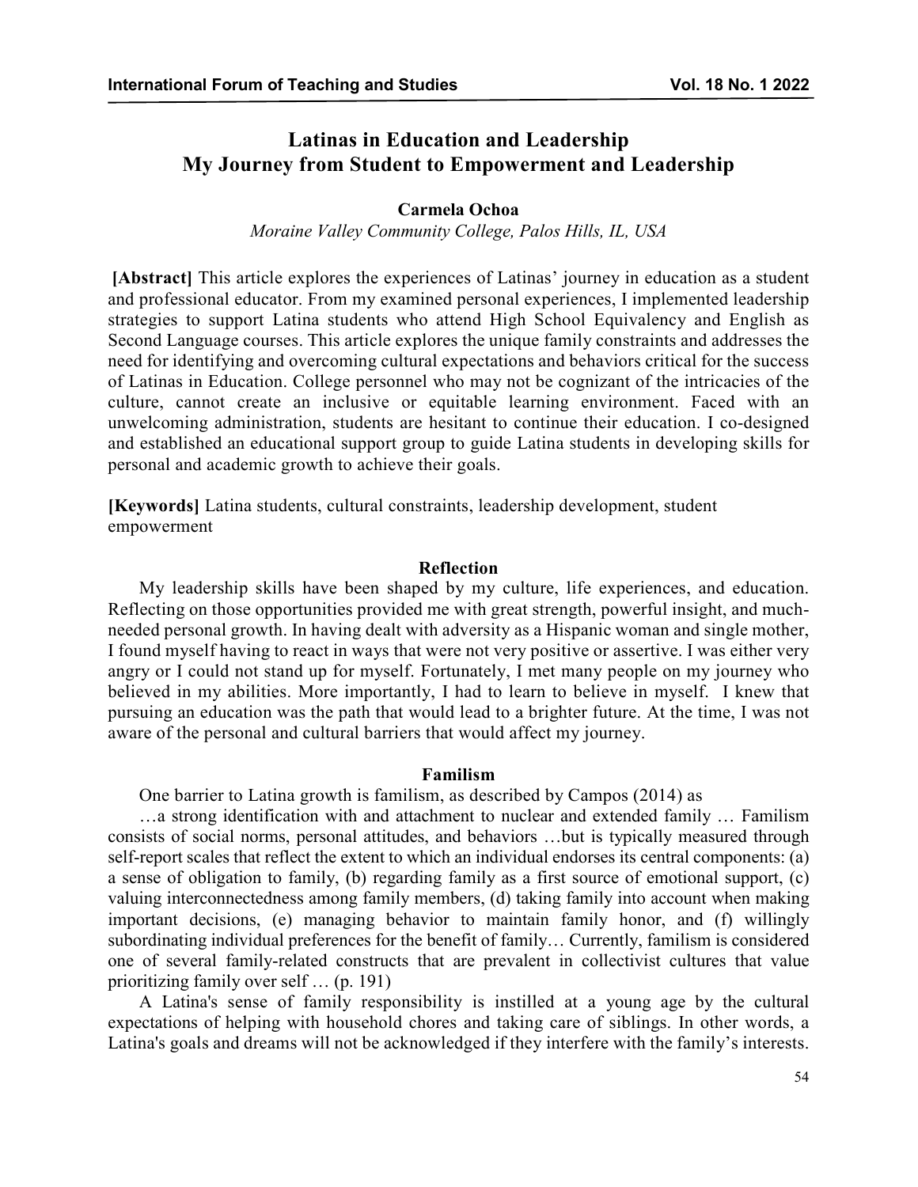# Latinas in Education and Leadership
# My Journey from Student to Empowerment and Leadership

**Carmela Ochoa**

*Moraine Valley Community College, Palos Hills, IL, USA*

**[Abstract]** This article explores the experiences of Latinas' journey in education as a student and professional educator. From my examined personal experiences, I implemented leadership strategies to support Latina students who attend High School Equivalency and English as Second Language courses. This article explores the unique family constraints and addresses the need for identifying and overcoming cultural expectations and behaviors critical for the success of Latinas in Education. College personnel who may not be cognizant of the intricacies of the culture, cannot create an inclusive or equitable learning environment. Faced with an unwelcoming administration, students are hesitant to continue their education. I co-designed and established an educational support group to guide Latina students in developing skills for personal and academic growth to achieve their goals.

**[Keywords]** Latina students, cultural constraints, leadership development, student empowerment

## Reflection

My leadership skills have been shaped by my culture, life experiences, and education. Reflecting on those opportunities provided me with great strength, powerful insight, and much-needed personal growth. In having dealt with adversity as a Hispanic woman and single mother, I found myself having to react in ways that were not very positive or assertive. I was either very angry or I could not stand up for myself. Fortunately, I met many people on my journey who believed in my abilities. More importantly, I had to learn to believe in myself. I knew that pursuing an education was the path that would lead to a brighter future. At the time, I was not aware of the personal and cultural barriers that would affect my journey.

## Familism

One barrier to Latina growth is familism, as described by Campos (2014) as

> …a strong identification with and attachment to nuclear and extended family … Familism consists of social norms, personal attitudes, and behaviors …but is typically measured through self-report scales that reflect the extent to which an individual endorses its central components: (a) a sense of obligation to family, (b) regarding family as a first source of emotional support, (c) valuing interconnectedness among family members, (d) taking family into account when making important decisions, (e) managing behavior to maintain family honor, and (f) willingly subordinating individual preferences for the benefit of family… Currently, familism is considered one of several family-related constructs that are prevalent in collectivist cultures that value prioritizing family over self … (p. 191)

A Latina's sense of family responsibility is instilled at a young age by the cultural expectations of helping with household chores and taking care of siblings. In other words, a Latina's goals and dreams will not be acknowledged if they interfere with the family's interests.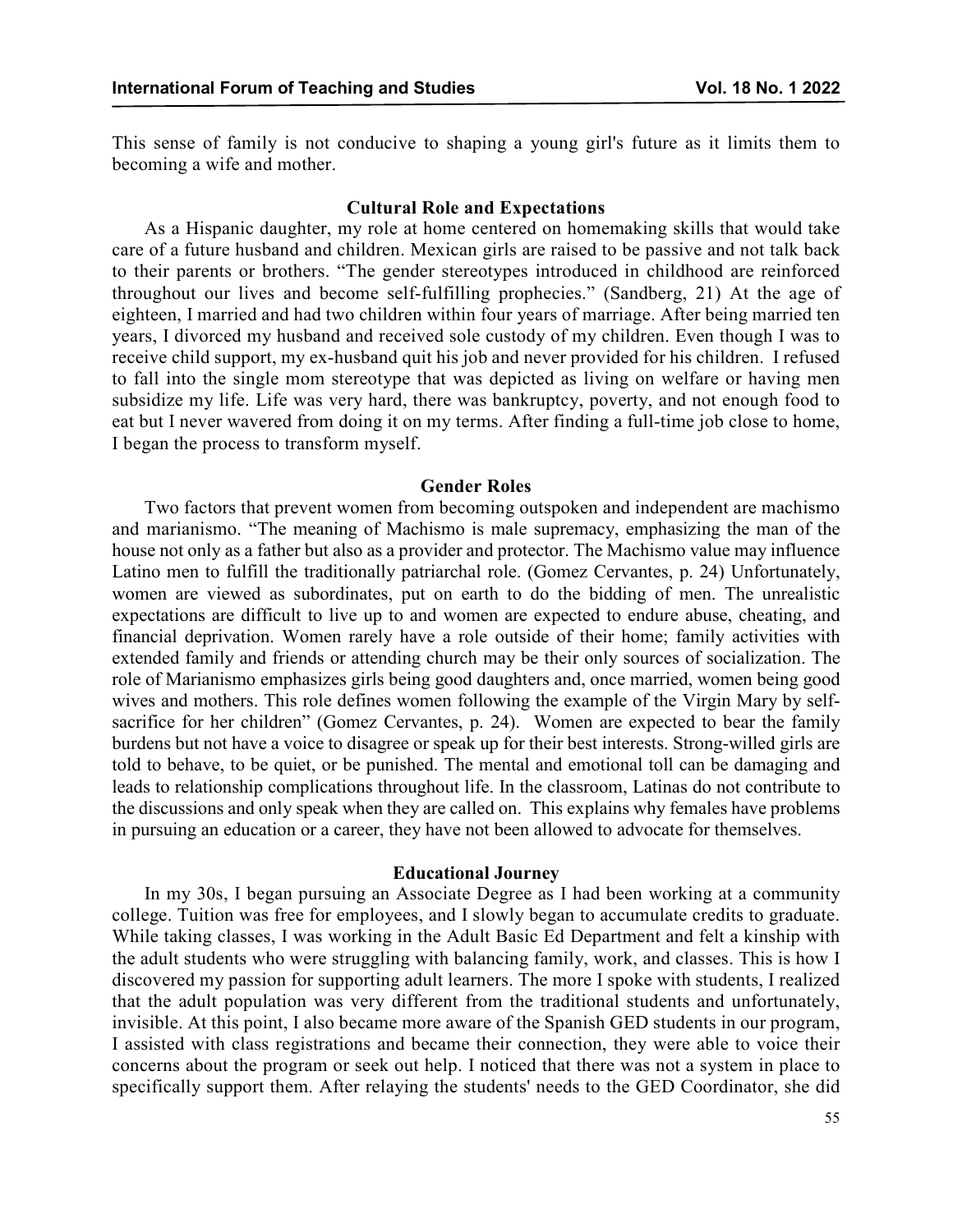This sense of family is not conducive to shaping a young girl's future as it limits them to becoming a wife and mother.

### Cultural Role and Expectations

As a Hispanic daughter, my role at home centered on homemaking skills that would take care of a future husband and children. Mexican girls are raised to be passive and not talk back to their parents or brothers. "The gender stereotypes introduced in childhood are reinforced throughout our lives and become self-fulfilling prophecies." (Sandberg, 21) At the age of eighteen, I married and had two children within four years of marriage. After being married ten years, I divorced my husband and received sole custody of my children. Even though I was to receive child support, my ex-husband quit his job and never provided for his children. I refused to fall into the single mom stereotype that was depicted as living on welfare or having men subsidize my life. Life was very hard, there was bankruptcy, poverty, and not enough food to eat but I never wavered from doing it on my terms. After finding a full-time job close to home, I began the process to transform myself.

### Gender Roles

Two factors that prevent women from becoming outspoken and independent are machismo and marianismo. "The meaning of Machismo is male supremacy, emphasizing the man of the house not only as a father but also as a provider and protector. The Machismo value may influence Latino men to fulfill the traditionally patriarchal role. (Gomez Cervantes, p. 24) Unfortunately, women are viewed as subordinates, put on earth to do the bidding of men. The unrealistic expectations are difficult to live up to and women are expected to endure abuse, cheating, and financial deprivation. Women rarely have a role outside of their home; family activities with extended family and friends or attending church may be their only sources of socialization. The role of Marianismo emphasizes girls being good daughters and, once married, women being good wives and mothers. This role defines women following the example of the Virgin Mary by self-sacrifice for her children" (Gomez Cervantes, p. 24). Women are expected to bear the family burdens but not have a voice to disagree or speak up for their best interests. Strong-willed girls are told to behave, to be quiet, or be punished. The mental and emotional toll can be damaging and leads to relationship complications throughout life. In the classroom, Latinas do not contribute to the discussions and only speak when they are called on. This explains why females have problems in pursuing an education or a career, they have not been allowed to advocate for themselves.

### Educational Journey

In my 30s, I began pursuing an Associate Degree as I had been working at a community college. Tuition was free for employees, and I slowly began to accumulate credits to graduate. While taking classes, I was working in the Adult Basic Ed Department and felt a kinship with the adult students who were struggling with balancing family, work, and classes. This is how I discovered my passion for supporting adult learners. The more I spoke with students, I realized that the adult population was very different from the traditional students and unfortunately, invisible. At this point, I also became more aware of the Spanish GED students in our program, I assisted with class registrations and became their connection, they were able to voice their concerns about the program or seek out help. I noticed that there was not a system in place to specifically support them. After relaying the students' needs to the GED Coordinator, she did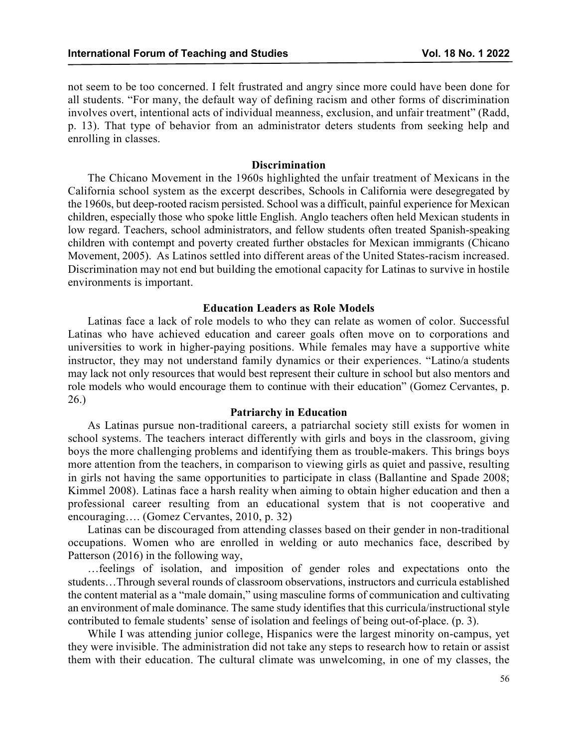not seem to be too concerned. I felt frustrated and angry since more could have been done for all students. "For many, the default way of defining racism and other forms of discrimination involves overt, intentional acts of individual meanness, exclusion, and unfair treatment" (Radd, p. 13). That type of behavior from an administrator deters students from seeking help and enrolling in classes.

## Discrimination

The Chicano Movement in the 1960s highlighted the unfair treatment of Mexicans in the California school system as the excerpt describes, Schools in California were desegregated by the 1960s, but deep-rooted racism persisted. School was a difficult, painful experience for Mexican children, especially those who spoke little English. Anglo teachers often held Mexican students in low regard. Teachers, school administrators, and fellow students often treated Spanish-speaking children with contempt and poverty created further obstacles for Mexican immigrants (Chicano Movement, 2005). As Latinos settled into different areas of the United States-racism increased. Discrimination may not end but building the emotional capacity for Latinas to survive in hostile environments is important.

## Education Leaders as Role Models

Latinas face a lack of role models to who they can relate as women of color. Successful Latinas who have achieved education and career goals often move on to corporations and universities to work in higher-paying positions. While females may have a supportive white instructor, they may not understand family dynamics or their experiences. "Latino/a students may lack not only resources that would best represent their culture in school but also mentors and role models who would encourage them to continue with their education" (Gomez Cervantes, p. 26.)

## Patriarchy in Education

As Latinas pursue non-traditional careers, a patriarchal society still exists for women in school systems. The teachers interact differently with girls and boys in the classroom, giving boys the more challenging problems and identifying them as trouble-makers. This brings boys more attention from the teachers, in comparison to viewing girls as quiet and passive, resulting in girls not having the same opportunities to participate in class (Ballantine and Spade 2008; Kimmel 2008). Latinas face a harsh reality when aiming to obtain higher education and then a professional career resulting from an educational system that is not cooperative and encouraging…. (Gomez Cervantes, 2010, p. 32)

Latinas can be discouraged from attending classes based on their gender in non-traditional occupations. Women who are enrolled in welding or auto mechanics face, described by Patterson (2016) in the following way,

…feelings of isolation, and imposition of gender roles and expectations onto the students…Through several rounds of classroom observations, instructors and curricula established the content material as a "male domain," using masculine forms of communication and cultivating an environment of male dominance. The same study identifies that this curricula/instructional style contributed to female students' sense of isolation and feelings of being out-of-place. (p. 3).

While I was attending junior college, Hispanics were the largest minority on-campus, yet they were invisible. The administration did not take any steps to research how to retain or assist them with their education. The cultural climate was unwelcoming, in one of my classes, the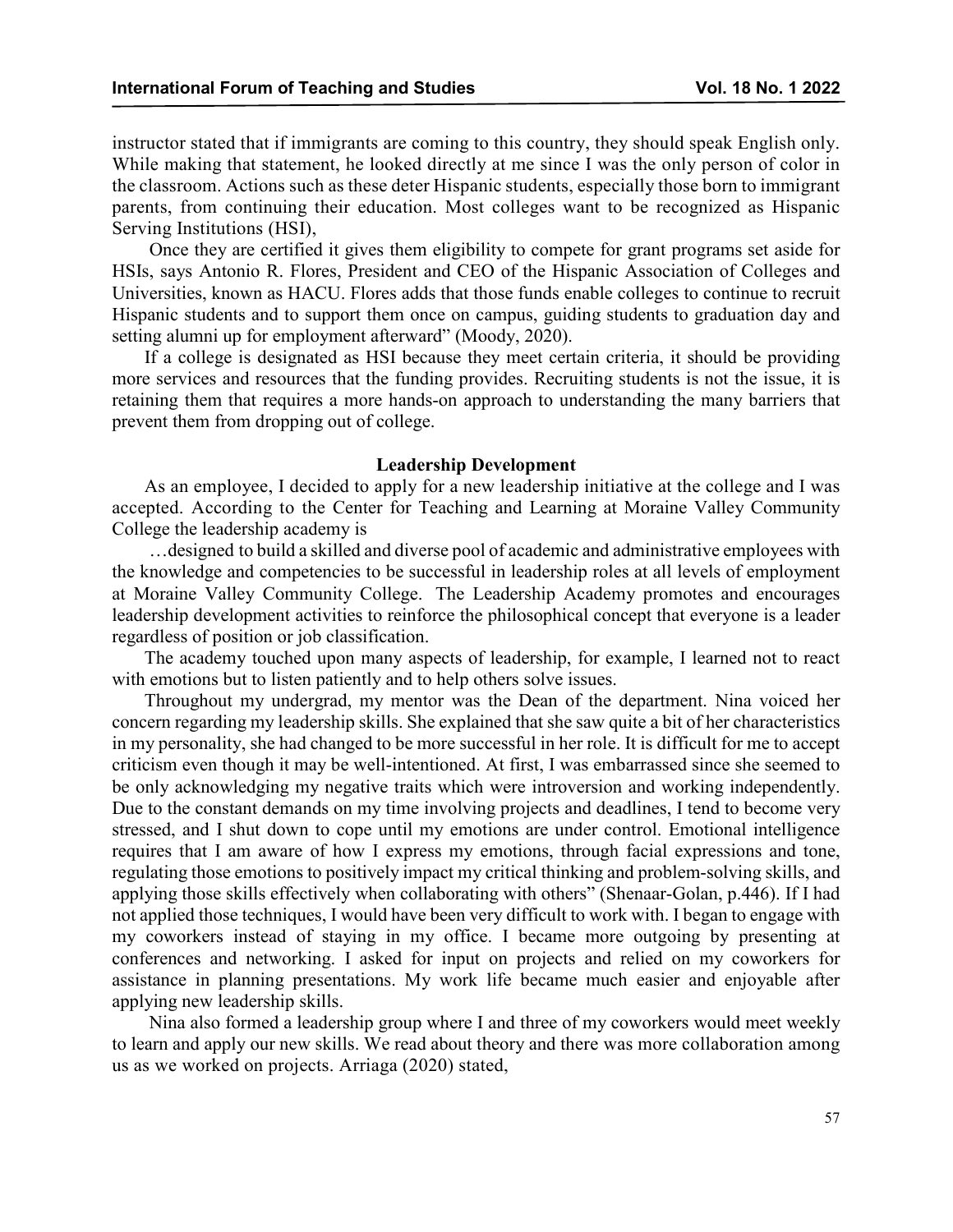instructor stated that if immigrants are coming to this country, they should speak English only. While making that statement, he looked directly at me since I was the only person of color in the classroom. Actions such as these deter Hispanic students, especially those born to immigrant parents, from continuing their education. Most colleges want to be recognized as Hispanic Serving Institutions (HSI),

> Once they are certified it gives them eligibility to compete for grant programs set aside for HSIs, says Antonio R. Flores, President and CEO of the Hispanic Association of Colleges and Universities, known as HACU. Flores adds that those funds enable colleges to continue to recruit Hispanic students and to support them once on campus, guiding students to graduation day and setting alumni up for employment afterward" (Moody, 2020).

If a college is designated as HSI because they meet certain criteria, it should be providing more services and resources that the funding provides. Recruiting students is not the issue, it is retaining them that requires a more hands-on approach to understanding the many barriers that prevent them from dropping out of college.

## Leadership Development

As an employee, I decided to apply for a new leadership initiative at the college and I was accepted. According to the Center for Teaching and Learning at Moraine Valley Community College the leadership academy is

> …designed to build a skilled and diverse pool of academic and administrative employees with the knowledge and competencies to be successful in leadership roles at all levels of employment at Moraine Valley Community College. The Leadership Academy promotes and encourages leadership development activities to reinforce the philosophical concept that everyone is a leader regardless of position or job classification.

The academy touched upon many aspects of leadership, for example, I learned not to react with emotions but to listen patiently and to help others solve issues.

Throughout my undergrad, my mentor was the Dean of the department. Nina voiced her concern regarding my leadership skills. She explained that she saw quite a bit of her characteristics in my personality, she had changed to be more successful in her role. It is difficult for me to accept criticism even though it may be well-intentioned. At first, I was embarrassed since she seemed to be only acknowledging my negative traits which were introversion and working independently. Due to the constant demands on my time involving projects and deadlines, I tend to become very stressed, and I shut down to cope until my emotions are under control. Emotional intelligence requires that I am aware of how I express my emotions, through facial expressions and tone, regulating those emotions to positively impact my critical thinking and problem-solving skills, and applying those skills effectively when collaborating with others" (Shenaar-Golan, p.446). If I had not applied those techniques, I would have been very difficult to work with. I began to engage with my coworkers instead of staying in my office. I became more outgoing by presenting at conferences and networking. I asked for input on projects and relied on my coworkers for assistance in planning presentations. My work life became much easier and enjoyable after applying new leadership skills.

Nina also formed a leadership group where I and three of my coworkers would meet weekly to learn and apply our new skills. We read about theory and there was more collaboration among us as we worked on projects. Arriaga (2020) stated,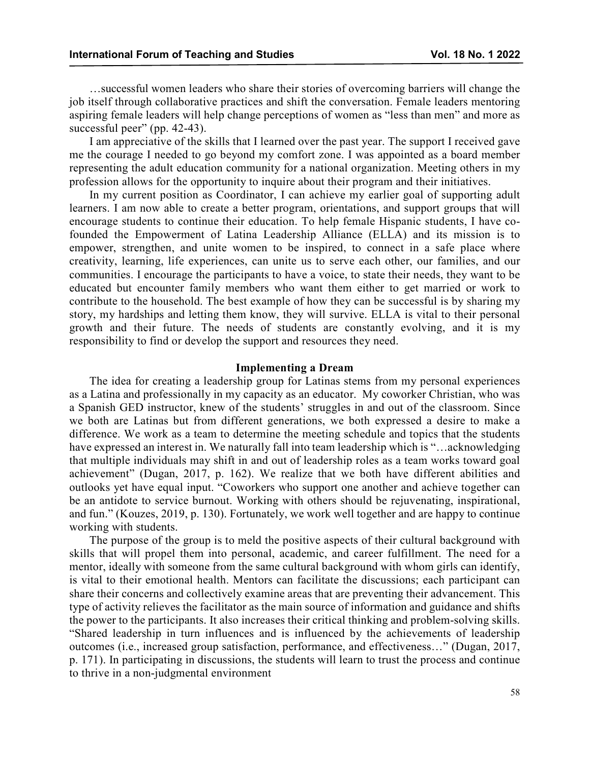…successful women leaders who share their stories of overcoming barriers will change the job itself through collaborative practices and shift the conversation. Female leaders mentoring aspiring female leaders will help change perceptions of women as "less than men" and more as successful peer" (pp. 42-43).

I am appreciative of the skills that I learned over the past year. The support I received gave me the courage I needed to go beyond my comfort zone. I was appointed as a board member representing the adult education community for a national organization. Meeting others in my profession allows for the opportunity to inquire about their program and their initiatives.

In my current position as Coordinator, I can achieve my earlier goal of supporting adult learners. I am now able to create a better program, orientations, and support groups that will encourage students to continue their education. To help female Hispanic students, I have co-founded the Empowerment of Latina Leadership Alliance (ELLA) and its mission is to empower, strengthen, and unite women to be inspired, to connect in a safe place where creativity, learning, life experiences, can unite us to serve each other, our families, and our communities. I encourage the participants to have a voice, to state their needs, they want to be educated but encounter family members who want them either to get married or work to contribute to the household. The best example of how they can be successful is by sharing my story, my hardships and letting them know, they will survive. ELLA is vital to their personal growth and their future. The needs of students are constantly evolving, and it is my responsibility to find or develop the support and resources they need.

## Implementing a Dream

The idea for creating a leadership group for Latinas stems from my personal experiences as a Latina and professionally in my capacity as an educator. My coworker Christian, who was a Spanish GED instructor, knew of the students' struggles in and out of the classroom. Since we both are Latinas but from different generations, we both expressed a desire to make a difference. We work as a team to determine the meeting schedule and topics that the students have expressed an interest in. We naturally fall into team leadership which is "…acknowledging that multiple individuals may shift in and out of leadership roles as a team works toward goal achievement" (Dugan, 2017, p. 162). We realize that we both have different abilities and outlooks yet have equal input. "Coworkers who support one another and achieve together can be an antidote to service burnout. Working with others should be rejuvenating, inspirational, and fun." (Kouzes, 2019, p. 130). Fortunately, we work well together and are happy to continue working with students.

The purpose of the group is to meld the positive aspects of their cultural background with skills that will propel them into personal, academic, and career fulfillment. The need for a mentor, ideally with someone from the same cultural background with whom girls can identify, is vital to their emotional health. Mentors can facilitate the discussions; each participant can share their concerns and collectively examine areas that are preventing their advancement. This type of activity relieves the facilitator as the main source of information and guidance and shifts the power to the participants. It also increases their critical thinking and problem-solving skills. "Shared leadership in turn influences and is influenced by the achievements of leadership outcomes (i.e., increased group satisfaction, performance, and effectiveness…" (Dugan, 2017, p. 171). In participating in discussions, the students will learn to trust the process and continue to thrive in a non-judgmental environment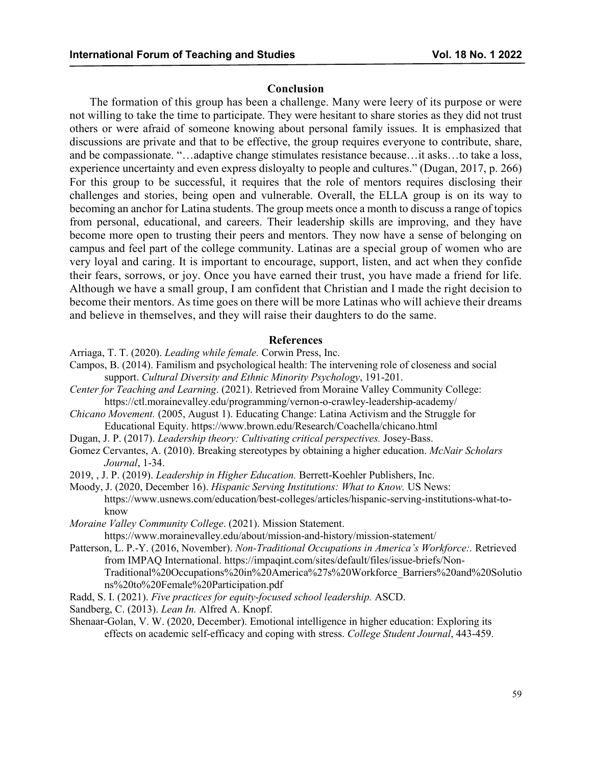## Conclusion

The formation of this group has been a challenge. Many were leery of its purpose or were not willing to take the time to participate. They were hesitant to share stories as they did not trust others or were afraid of someone knowing about personal family issues. It is emphasized that discussions are private and that to be effective, the group requires everyone to contribute, share, and be compassionate. "…adaptive change stimulates resistance because…it asks…to take a loss, experience uncertainty and even express disloyalty to people and cultures." (Dugan, 2017, p. 266) For this group to be successful, it requires that the role of mentors requires disclosing their challenges and stories, being open and vulnerable. Overall, the ELLA group is on its way to becoming an anchor for Latina students. The group meets once a month to discuss a range of topics from personal, educational, and careers. Their leadership skills are improving, and they have become more open to trusting their peers and mentors. They now have a sense of belonging on campus and feel part of the college community. Latinas are a special group of women who are very loyal and caring. It is important to encourage, support, listen, and act when they confide their fears, sorrows, or joy. Once you have earned their trust, you have made a friend for life. Although we have a small group, I am confident that Christian and I made the right decision to become their mentors. As time goes on there will be more Latinas who will achieve their dreams and believe in themselves, and they will raise their daughters to do the same.

## References

Arriaga, T. T. (2020). *Leading while female.* Corwin Press, Inc.

Campos, B. (2014). Familism and psychological health: The intervening role of closeness and social support. *Cultural Diversity and Ethnic Minority Psychology*, 191-201.

*Center for Teaching and Learning*. (2021). Retrieved from Moraine Valley Community College: https://ctl.morainevalley.edu/programming/vernon-o-crawley-leadership-academy/

*Chicano Movement.* (2005, August 1). Educating Change: Latina Activism and the Struggle for Educational Equity. https://www.brown.edu/Research/Coachella/chicano.html

Dugan, J. P. (2017). *Leadership theory: Cultivating critical perspectives.* Josey-Bass.

Gomez Cervantes, A. (2010). Breaking stereotypes by obtaining a higher education. *McNair Scholars Journal*, 1-34.

2019, , J. P. (2019). *Leadership in Higher Education.* Berrett-Koehler Publishers, Inc.

Moody, J. (2020, December 16). *Hispanic Serving Institutions: What to Know.* US News: https://www.usnews.com/education/best-colleges/articles/hispanic-serving-institutions-what-to-know

*Moraine Valley Community College*. (2021). Mission Statement. https://www.morainevalley.edu/about/mission-and-history/mission-statement/

Patterson, L. P.-Y. (2016, November). *Non-Traditional Occupations in America's Workforce:.* Retrieved from IMPAQ International. https://impaqint.com/sites/default/files/issue-briefs/Non-Traditional%20Occupations%20in%20America%27s%20Workforce_Barriers%20and%20Solutions%20to%20Female%20Participation.pdf

Radd, S. I. (2021). *Five practices for equity-focused school leadership.* ASCD.

Sandberg, C. (2013). *Lean In.* Alfred A. Knopf.

Shenaar-Golan, V. W. (2020, December). Emotional intelligence in higher education: Exploring its effects on academic self-efficacy and coping with stress. *College Student Journal*, 443-459.